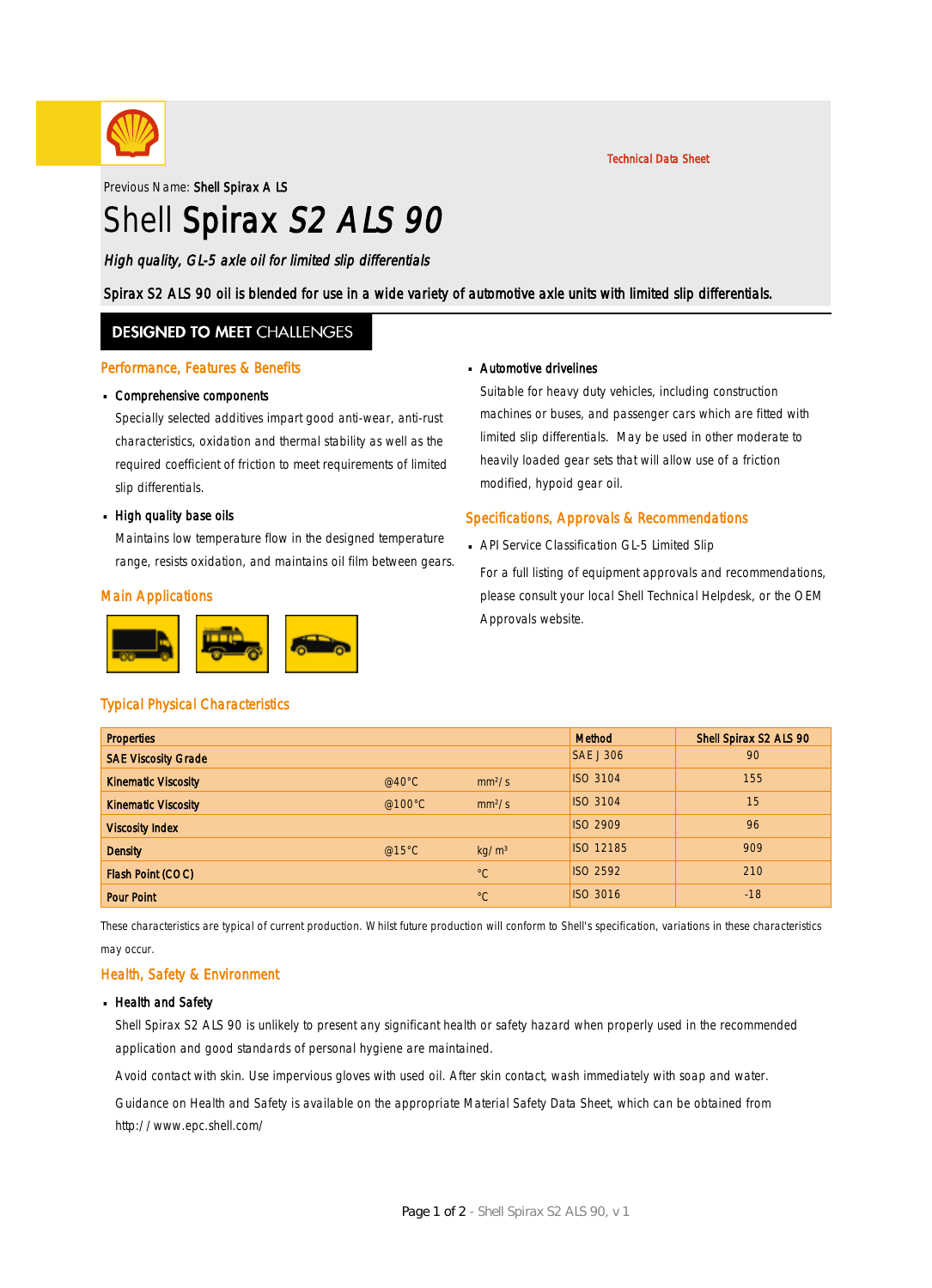Technical Data Sheet

Previous Name: **Shell Spirax A LS**

# Shell Spirax *S2 ALS 90*

***High quality, GL-5 axle oil for limited slip differentials***

**Spirax S2 ALS 90 oil is blended for use in a wide variety of automotive axle units with limited slip differentials.**

## DESIGNED TO MEET CHALLENGES

### Performance, Features & Benefits

- **Comprehensive components**

  Specially selected additives impart good anti-wear, anti-rust characteristics, oxidation and thermal stability as well as the required coefficient of friction to meet requirements of limited slip differentials.

- **High quality base oils**

  Maintains low temperature flow in the designed temperature range, resists oxidation, and maintains oil film between gears.

### Main Applications

- **Automotive drivelines**

  Suitable for heavy duty vehicles, including construction machines or buses, and passenger cars which are fitted with limited slip differentials. May be used in other moderate to heavily loaded gear sets that will allow use of a friction modified, hypoid gear oil.

### Specifications, Approvals & Recommendations

- API Service Classification GL-5 Limited Slip

  For a full listing of equipment approvals and recommendations, please consult your local Shell Technical Helpdesk, or the OEM Approvals website.

### Typical Physical Characteristics

| Properties | | | Method | Shell Spirax S2 ALS 90 |
|---|---|---|---|---|
| SAE Viscosity Grade | | | SAE J 306 | 90 |
| Kinematic Viscosity | @40°C | $mm^2/s$ | ISO 3104 | 155 |
| Kinematic Viscosity | @100°C | $mm^2/s$ | ISO 3104 | 15 |
| Viscosity Index | | | ISO 2909 | 96 |
| Density | @15°C | $kg/m^3$ | ISO 12185 | 909 |
| Flash Point (COC) | | °C | ISO 2592 | 210 |
| Pour Point | | °C | ISO 3016 | -18 |

These characteristics are typical of current production. Whilst future production will conform to Shell's specification, variations in these characteristics may occur.

### Health, Safety & Environment

- **Health and Safety**

  Shell Spirax S2 ALS 90 is unlikely to present any significant health or safety hazard when properly used in the recommended application and good standards of personal hygiene are maintained.

  Avoid contact with skin. Use impervious gloves with used oil. After skin contact, wash immediately with soap and water.

  Guidance on Health and Safety is available on the appropriate Material Safety Data Sheet, which can be obtained from http://www.epc.shell.com/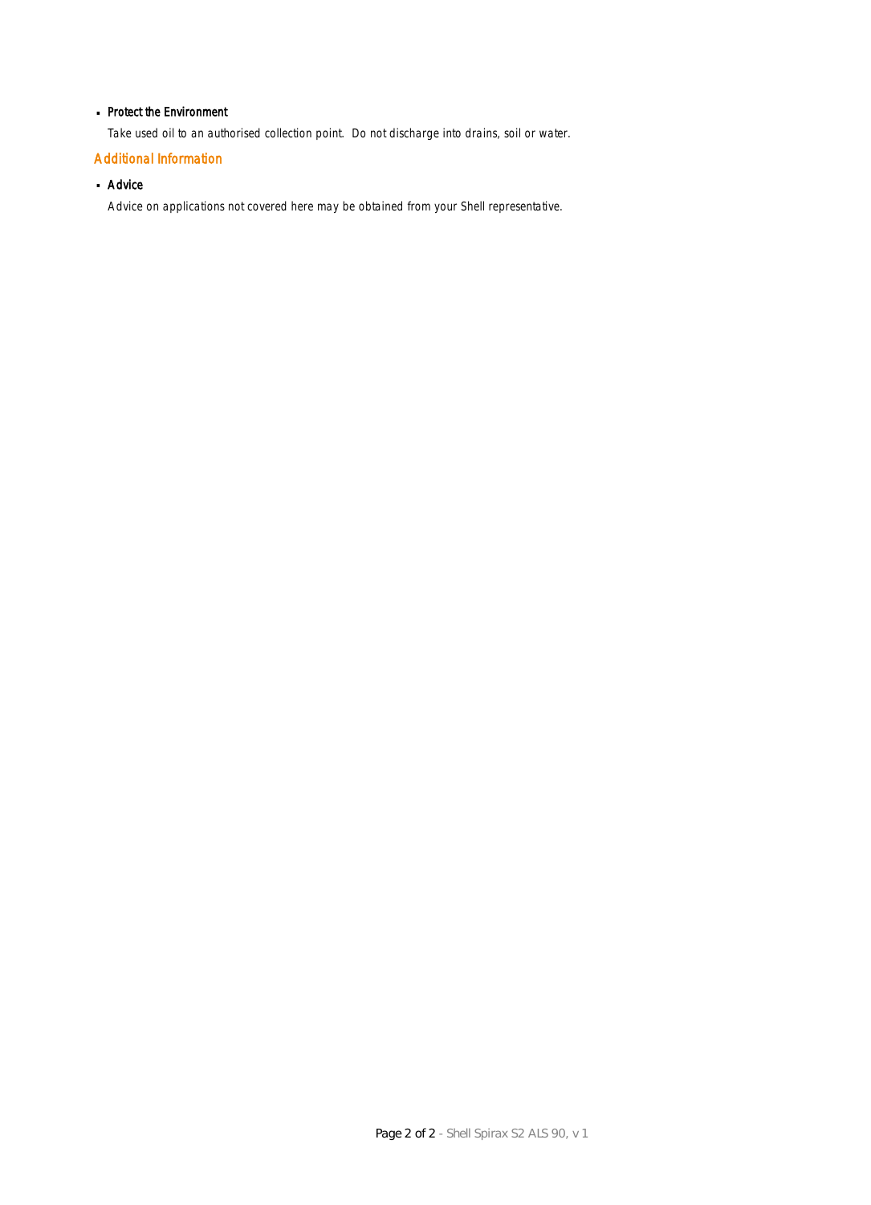- **Protect the Environment**

  Take used oil to an authorised collection point. Do not discharge into drains, soil or water.

## Additional Information

- **Advice**

  Advice on applications not covered here may be obtained from your Shell representative.